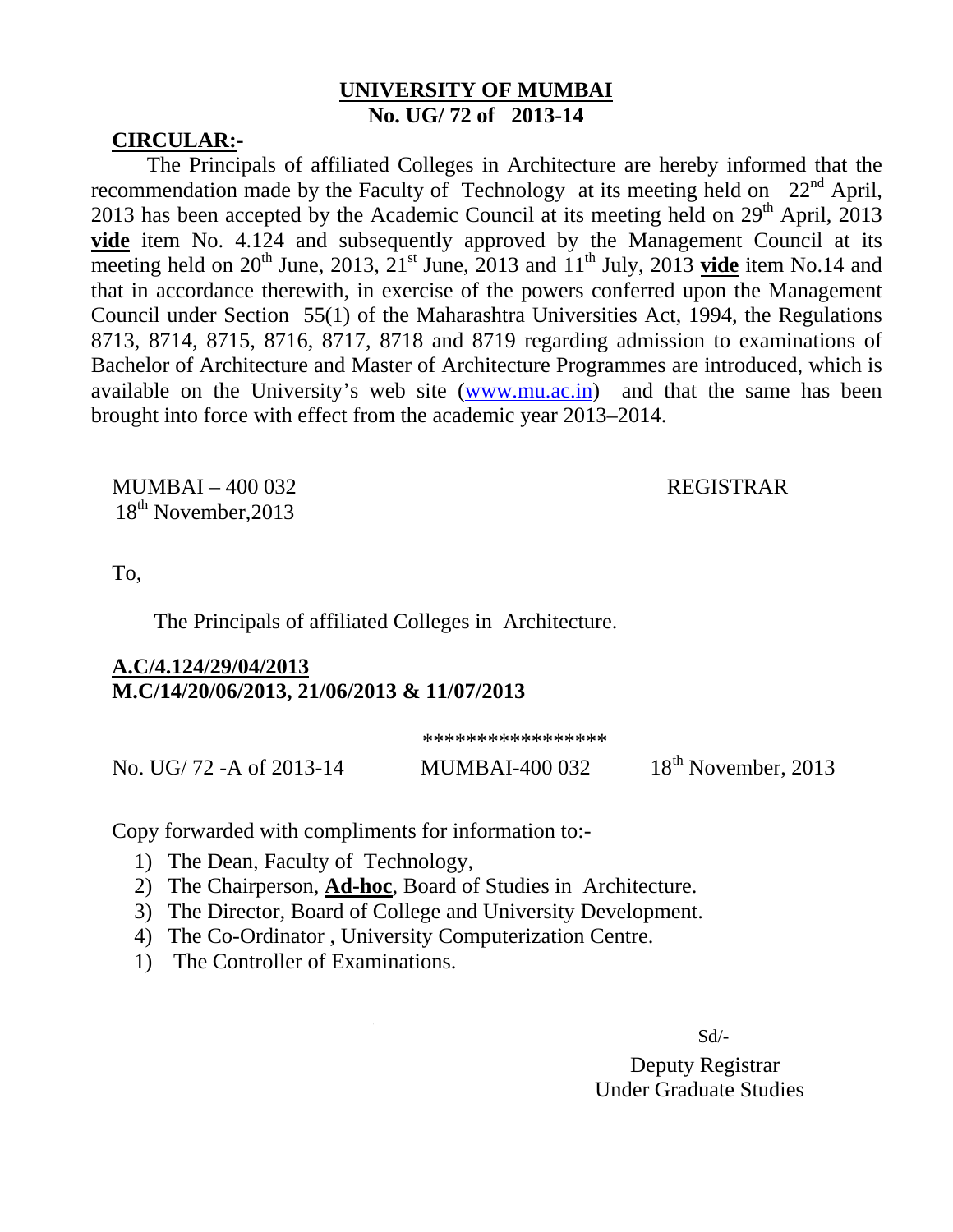# UNIVERSITY OF MUMBAI
**No. UG/ 72 of 2013-14**

**CIRCULAR:-**

The Principals of affiliated Colleges in Architecture are hereby informed that the recommendation made by the Faculty of Technology at its meeting held on 22nd April, 2013 has been accepted by the Academic Council at its meeting held on 29th April, 2013 **vide** item No. 4.124 and subsequently approved by the Management Council at its meeting held on 20th June, 2013, 21st June, 2013 and 11th July, 2013 **vide** item No.14 and that in accordance therewith, in exercise of the powers conferred upon the Management Council under Section 55(1) of the Maharashtra Universities Act, 1994, the Regulations 8713, 8714, 8715, 8716, 8717, 8718 and 8719 regarding admission to examinations of Bachelor of Architecture and Master of Architecture Programmes are introduced, which is available on the University's web site (www.mu.ac.in) and that the same has been brought into force with effect from the academic year 2013–2014.

MUMBAI – 400 032
18th November,2013

REGISTRAR

To,

The Principals of affiliated Colleges in Architecture.

**A.C/4.124/29/04/2013**
**M.C/14/20/06/2013, 21/06/2013 & 11/07/2013**

\*\*\*\*\*\*\*\*\*\*\*\*\*\*\*\*\*

No. UG/ 72 -A of 2013-14 MUMBAI-400 032 18th November, 2013

Copy forwarded with compliments for information to:-

1) The Dean, Faculty of Technology,
2) The Chairperson, **Ad-hoc**, Board of Studies in Architecture.
3) The Director, Board of College and University Development.
4) The Co-Ordinator , University Computerization Centre.
1) The Controller of Examinations.

Sd/-

Deputy Registrar
Under Graduate Studies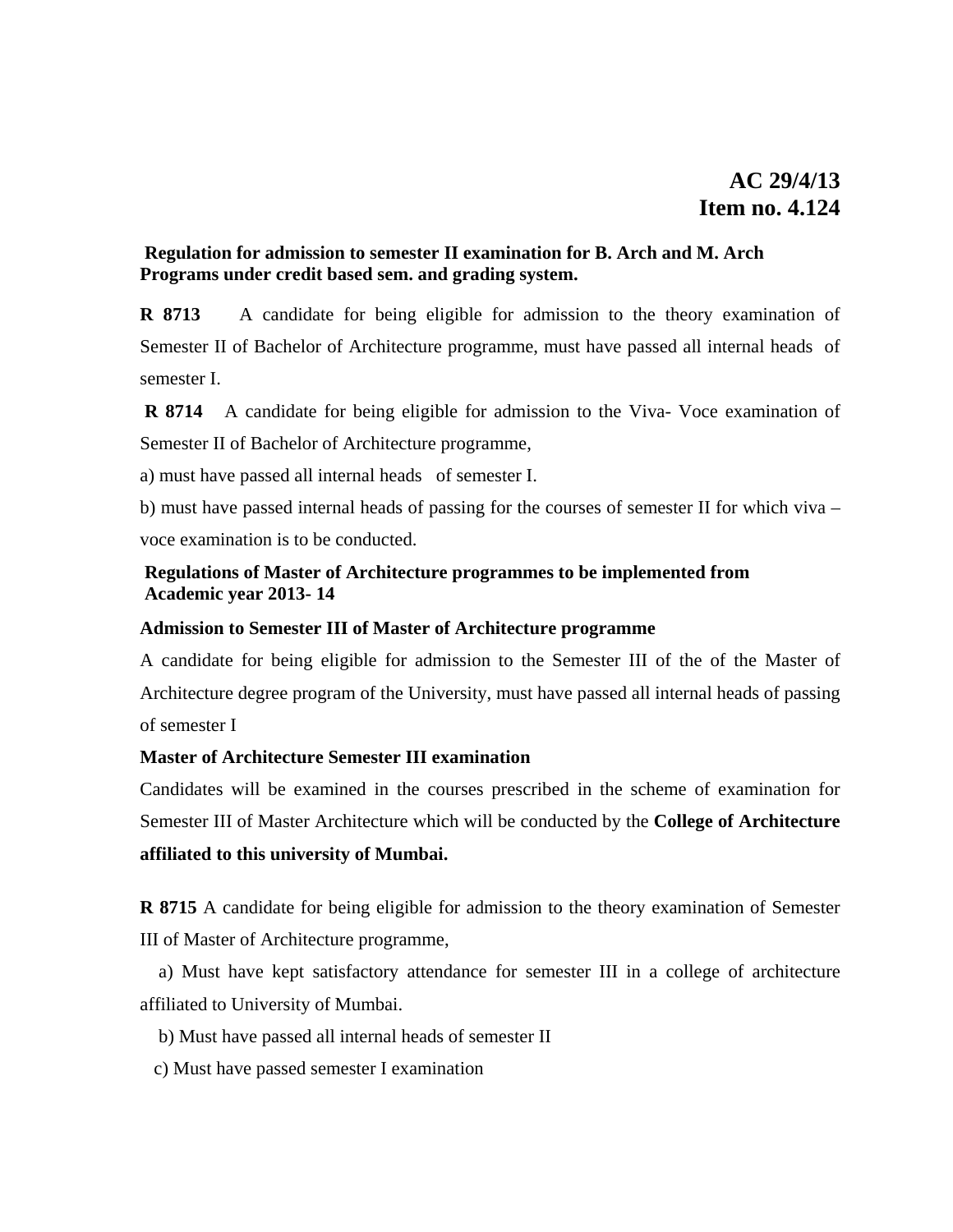**AC 29/4/13**
**Item no. 4.124**

**Regulation for admission to semester II examination for B. Arch and M. Arch Programs under credit based sem. and grading system.**

**R 8713** A candidate for being eligible for admission to the theory examination of Semester II of Bachelor of Architecture programme, must have passed all internal heads of semester I.

**R 8714** A candidate for being eligible for admission to the Viva- Voce examination of Semester II of Bachelor of Architecture programme,

a) must have passed all internal heads of semester I.

b) must have passed internal heads of passing for the courses of semester II for which viva – voce examination is to be conducted.

**Regulations of Master of Architecture programmes to be implemented from Academic year 2013- 14**

**Admission to Semester III of Master of Architecture programme**

A candidate for being eligible for admission to the Semester III of the of the Master of Architecture degree program of the University, must have passed all internal heads of passing of semester I

**Master of Architecture Semester III examination**

Candidates will be examined in the courses prescribed in the scheme of examination for Semester III of Master Architecture which will be conducted by the **College of Architecture affiliated to this university of Mumbai.**

**R 8715** A candidate for being eligible for admission to the theory examination of Semester III of Master of Architecture programme,

a) Must have kept satisfactory attendance for semester III in a college of architecture affiliated to University of Mumbai.

b) Must have passed all internal heads of semester II

c) Must have passed semester I examination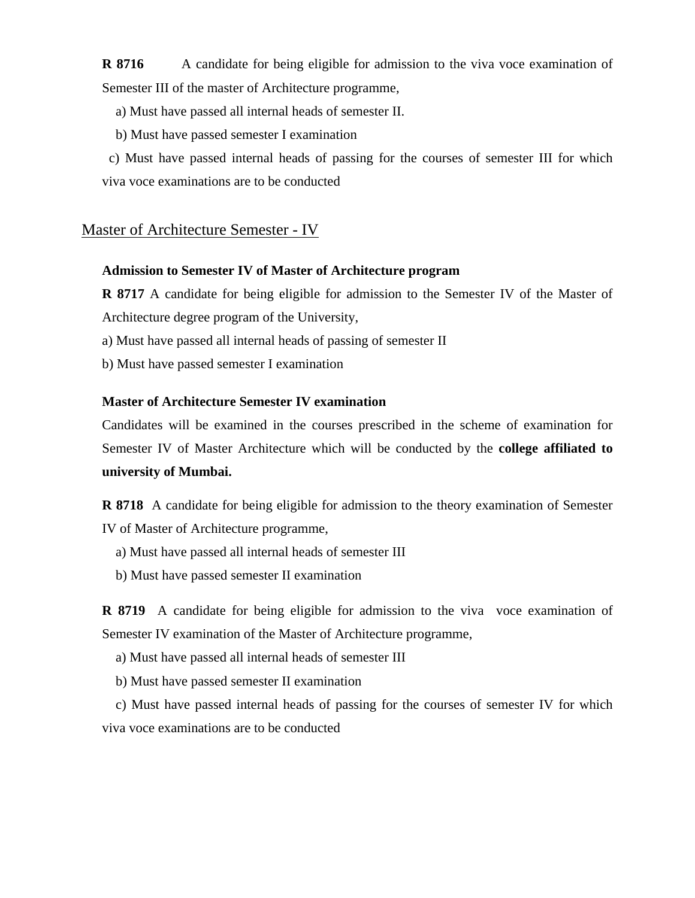**R 8716** A candidate for being eligible for admission to the viva voce examination of Semester III of the master of Architecture programme,

a) Must have passed all internal heads of semester II.

b) Must have passed semester I examination

c) Must have passed internal heads of passing for the courses of semester III for which viva voce examinations are to be conducted

## Master of Architecture Semester - IV

**Admission to Semester IV of Master of Architecture program**

**R 8717** A candidate for being eligible for admission to the Semester IV of the Master of Architecture degree program of the University,

a) Must have passed all internal heads of passing of semester II

b) Must have passed semester I examination

**Master of Architecture Semester IV examination**

Candidates will be examined in the courses prescribed in the scheme of examination for Semester IV of Master Architecture which will be conducted by the **college affiliated to university of Mumbai.**

**R 8718** A candidate for being eligible for admission to the theory examination of Semester IV of Master of Architecture programme,

a) Must have passed all internal heads of semester III

b) Must have passed semester II examination

**R 8719** A candidate for being eligible for admission to the viva voce examination of Semester IV examination of the Master of Architecture programme,

a) Must have passed all internal heads of semester III

b) Must have passed semester II examination

c) Must have passed internal heads of passing for the courses of semester IV for which viva voce examinations are to be conducted